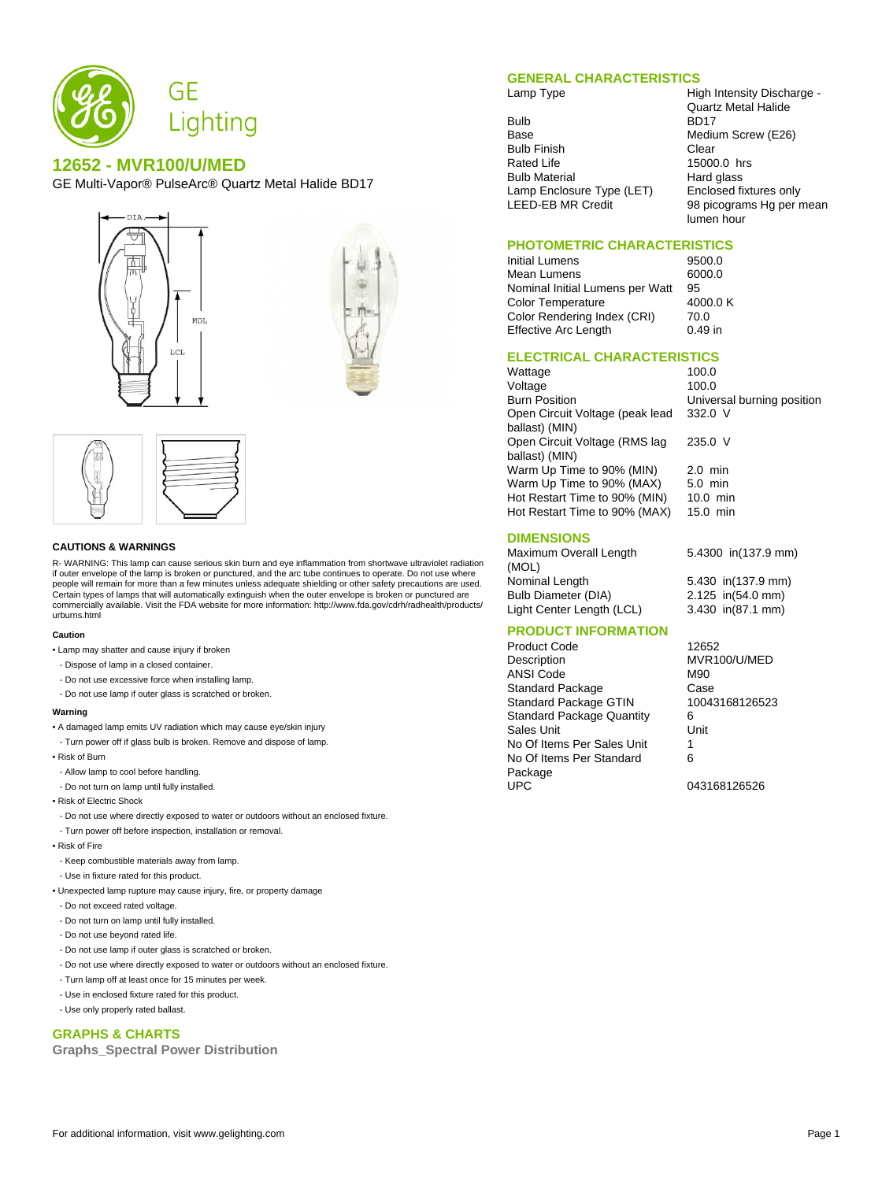GE Lighting

# 12652 - MVR100/U/MED

GE Multi-Vapor® PulseArc® Quartz Metal Halide BD17

## GENERAL CHARACTERISTICS

| | |
|---|---|
| Lamp Type | High Intensity Discharge - Quartz Metal Halide |
| Bulb | BD17 |
| Base | Medium Screw (E26) |
| Bulb Finish | Clear |
| Rated Life | 15000.0 hrs |
| Bulb Material | Hard glass |
| Lamp Enclosure Type (LET) | Enclosed fixtures only |
| LEED-EB MR Credit | 98 picograms Hg per mean lumen hour |

## PHOTOMETRIC CHARACTERISTICS

| | |
|---|---|
| Initial Lumens | 9500.0 |
| Mean Lumens | 6000.0 |
| Nominal Initial Lumens per Watt | 95 |
| Color Temperature | 4000.0 K |
| Color Rendering Index (CRI) | 70.0 |
| Effective Arc Length | 0.49 in |

## ELECTRICAL CHARACTERISTICS

| | |
|---|---|
| Wattage | 100.0 |
| Voltage | 100.0 |
| Burn Position | Universal burning position |
| Open Circuit Voltage (peak lead ballast) (MIN) | 332.0 V |
| Open Circuit Voltage (RMS lag ballast) (MIN) | 235.0 V |
| Warm Up Time to 90% (MIN) | 2.0 min |
| Warm Up Time to 90% (MAX) | 5.0 min |
| Hot Restart Time to 90% (MIN) | 10.0 min |
| Hot Restart Time to 90% (MAX) | 15.0 min |

## DIMENSIONS

| | |
|---|---|
| Maximum Overall Length (MOL) | 5.4300 in(137.9 mm) |
| Nominal Length | 5.430 in(137.9 mm) |
| Bulb Diameter (DIA) | 2.125 in(54.0 mm) |
| Light Center Length (LCL) | 3.430 in(87.1 mm) |

## PRODUCT INFORMATION

| | |
|---|---|
| Product Code | 12652 |
| Description | MVR100/U/MED |
| ANSI Code | M90 |
| Standard Package | Case |
| Standard Package GTIN | 10043168126523 |
| Standard Package Quantity | 6 |
| Sales Unit | Unit |
| No Of Items Per Sales Unit | 1 |
| No Of Items Per Standard Package | 6 |
| UPC | 043168126526 |

## CAUTIONS & WARNINGS

R- WARNING: This lamp can cause serious skin burn and eye inflammation from shortwave ultraviolet radiation if outer envelope of the lamp is broken or punctured, and the arc tube continues to operate. Do not use where people will remain for more than a few minutes unless adequate shielding or other safety precautions are used. Certain types of lamps that will automatically extinguish when the outer envelope is broken or punctured are commercially available. Visit the FDA website for more information: http://www.fda.gov/cdrh/radhealth/products/urburns.html

### Caution

- Lamp may shatter and cause injury if broken
  - Dispose of lamp in a closed container.
  - Do not use excessive force when installing lamp.
  - Do not use lamp if outer glass is scratched or broken.

### Warning

- A damaged lamp emits UV radiation which may cause eye/skin injury
  - Turn power off if glass bulb is broken. Remove and dispose of lamp.
- Risk of Burn
  - Allow lamp to cool before handling.
  - Do not turn on lamp until fully installed.
- Risk of Electric Shock
  - Do not use where directly exposed to water or outdoors without an enclosed fixture.
  - Turn power off before inspection, installation or removal.
- Risk of Fire
  - Keep combustible materials away from lamp.
  - Use in fixture rated for this product.
- Unexpected lamp rupture may cause injury, fire, or property damage
  - Do not exceed rated voltage.
  - Do not turn on lamp until fully installed.
  - Do not use beyond rated life.
  - Do not use lamp if outer glass is scratched or broken.
  - Do not use where directly exposed to water or outdoors without an enclosed fixture.
  - Turn lamp off at least once for 15 minutes per week.
  - Use in enclosed fixture rated for this product.
  - Use only properly rated ballast.

## GRAPHS & CHARTS

### Graphs_Spectral Power Distribution

For additional information, visit www.gelighting.com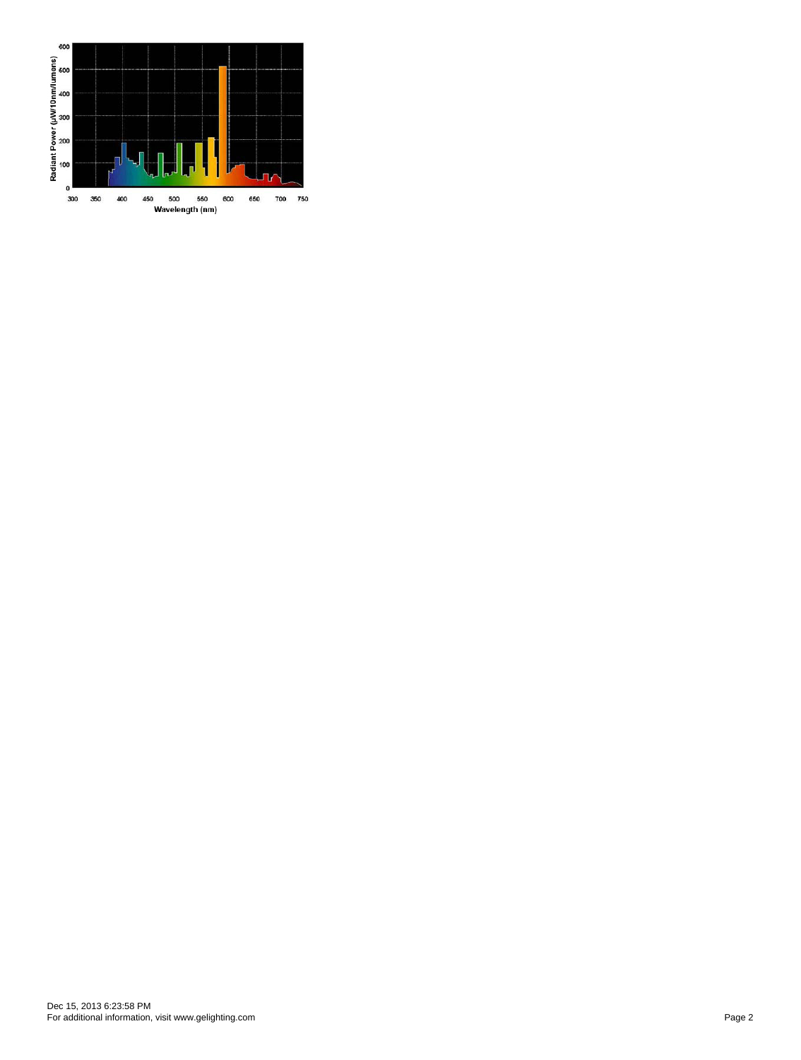Radiant Power (µW/10nm/lumens)

600
500
400
300
200
100
0

300 350 400 450 500 550 600 650 700 750

Wavelength (nm)

Dec 15, 2013 6:23:58 PM
For additional information, visit www.gelighting.com